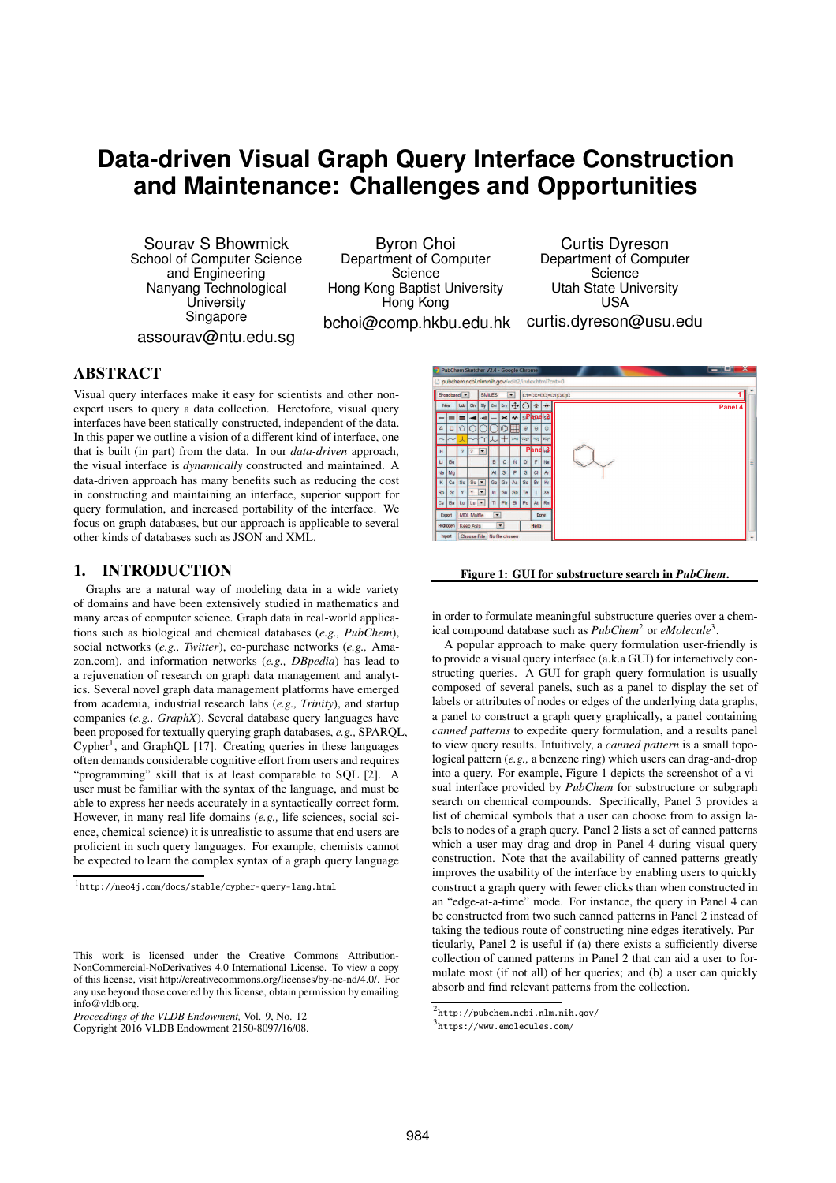# Data-driven Visual Graph Query Interface Construction and Maintenance: Challenges and Opportunities

Sourav S Bhowmick
School of Computer Science and Engineering
Nanyang Technological University
Singapore
assourav@ntu.edu.sg

Byron Choi
Department of Computer Science
Hong Kong Baptist University
Hong Kong
bchoi@comp.hkbu.edu.hk

Curtis Dyreson
Department of Computer Science
Utah State University
USA
curtis.dyreson@usu.edu

## ABSTRACT

Visual query interfaces make it easy for scientists and other non-expert users to query a data collection. Heretofore, visual query interfaces have been statically-constructed, independent of the data. In this paper we outline a vision of a different kind of interface, one that is built (in part) from the data. In our *data-driven* approach, the visual interface is *dynamically* constructed and maintained. A data-driven approach has many benefits such as reducing the cost in constructing and maintaining an interface, superior support for query formulation, and increased portability of the interface. We focus on graph databases, but our approach is applicable to several other kinds of databases such as JSON and XML.

## 1. INTRODUCTION

Graphs are a natural way of modeling data in a wide variety of domains and have been extensively studied in mathematics and many areas of computer science. Graph data in real-world applications such as biological and chemical databases (*e.g., PubChem*), social networks (*e.g., Twitter*), co-purchase networks (*e.g.,* Amazon.com), and information networks (*e.g., DBpedia*) has lead to a rejuvenation of research on graph data management and analytics. Several novel graph data management platforms have emerged from academia, industrial research labs (*e.g., Trinity*), and startup companies (*e.g., GraphX*). Several database query languages have been proposed for textually querying graph databases, *e.g.,* SPARQL, Cypher[1], and GraphQL [17]. Creating queries in these languages often demands considerable cognitive effort from users and requires "programming" skill that is at least comparable to SQL [2]. A user must be familiar with the syntax of the language, and must be able to express her needs accurately in a syntactically correct form. However, in many real life domains (*e.g.,* life sciences, social science, chemical science) it is unrealistic to assume that end users are proficient in such query languages. For example, chemists cannot be expected to learn the complex syntax of a graph query language in order to formulate meaningful substructure queries over a chemical compound database such as *PubChem*[2] or *eMolecule*[3].

A popular approach to make query formulation user-friendly is to provide a visual query interface (a.k.a GUI) for interactively constructing queries. A GUI for graph query formulation is usually composed of several panels, such as a panel to display the set of labels or attributes of nodes or edges of the underlying data graphs, a panel to construct a graph query graphically, a panel containing *canned patterns* to expedite query formulation, and a results panel to view query results. Intuitively, a *canned pattern* is a small topological pattern (*e.g.,* a benzene ring) which users can drag-and-drop into a query. For example, Figure 1 depicts the screenshot of a visual interface provided by *PubChem* for substructure or subgraph search on chemical compounds. Specifically, Panel 3 provides a list of chemical symbols that a user can choose from to assign labels to nodes of a graph query. Panel 2 lists a set of canned patterns which a user may drag-and-drop in Panel 4 during visual query construction. Note that the availability of canned patterns greatly improves the usability of the interface by enabling users to quickly construct a graph query with fewer clicks than when constructed in an "edge-at-a-time" mode. For instance, the query in Panel 4 can be constructed from two such canned patterns in Panel 2 instead of taking the tedious route of constructing nine edges iteratively. Particularly, Panel 2 is useful if (a) there exists a sufficiently diverse collection of canned patterns in Panel 2 that can aid a user to formulate most (if not all) of her queries; and (b) a user can quickly absorb and find relevant patterns from the collection.

**Figure 1: GUI for substructure search in *PubChem*.**

[1] http://neo4j.com/docs/stable/cypher-query-lang.html

[2] http://pubchem.ncbi.nlm.nih.gov/

[3] https://www.emolecules.com/

This work is licensed under the Creative Commons Attribution-NonCommercial-NoDerivatives 4.0 International License. To view a copy of this license, visit http://creativecommons.org/licenses/by-nc-nd/4.0/. For any use beyond those covered by this license, obtain permission by emailing info@vldb.org.
*Proceedings of the VLDB Endowment,* Vol. 9, No. 12
Copyright 2016 VLDB Endowment 2150-8097/16/08.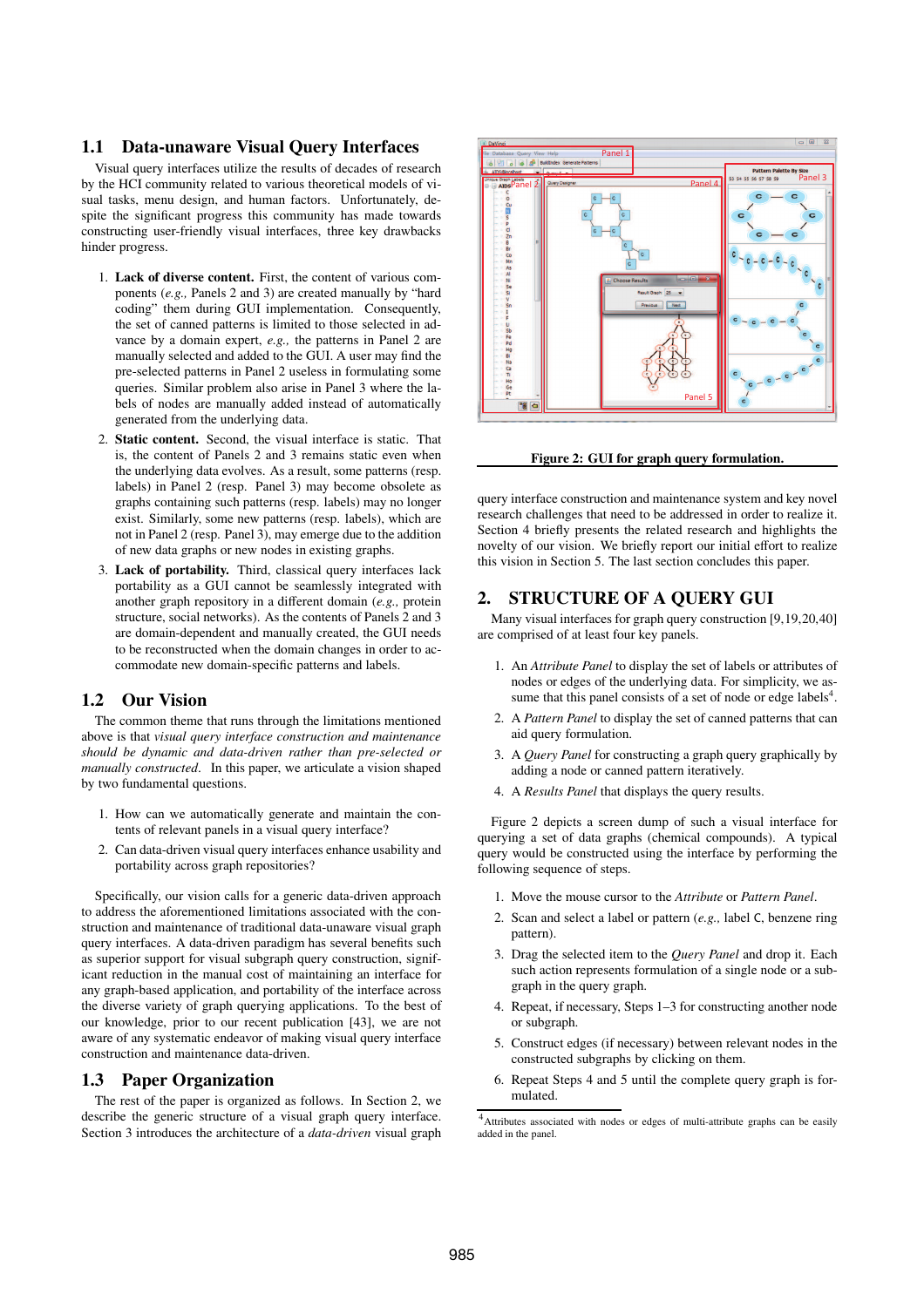## 1.1 Data-unaware Visual Query Interfaces

Visual query interfaces utilize the results of decades of research by the HCI community related to various theoretical models of visual tasks, menu design, and human factors. Unfortunately, despite the significant progress this community has made towards constructing user-friendly visual interfaces, three key drawbacks hinder progress.

1. **Lack of diverse content.** First, the content of various components (*e.g.,* Panels 2 and 3) are created manually by "hard coding" them during GUI implementation. Consequently, the set of canned patterns is limited to those selected in advance by a domain expert, *e.g.,* the patterns in Panel 2 are manually selected and added to the GUI. A user may find the pre-selected patterns in Panel 2 useless in formulating some queries. Similar problem also arise in Panel 3 where the labels of nodes are manually added instead of automatically generated from the underlying data.
2. **Static content.** Second, the visual interface is static. That is, the content of Panels 2 and 3 remains static even when the underlying data evolves. As a result, some patterns (resp. labels) in Panel 2 (resp. Panel 3) may become obsolete as graphs containing such patterns (resp. labels) may no longer exist. Similarly, some new patterns (resp. labels), which are not in Panel 2 (resp. Panel 3), may emerge due to the addition of new data graphs or new nodes in existing graphs.
3. **Lack of portability.** Third, classical query interfaces lack portability as a GUI cannot be seamlessly integrated with another graph repository in a different domain (*e.g.,* protein structure, social networks). As the contents of Panels 2 and 3 are domain-dependent and manually created, the GUI needs to be reconstructed when the domain changes in order to accommodate new domain-specific patterns and labels.

## 1.2 Our Vision

The common theme that runs through the limitations mentioned above is that *visual query interface construction and maintenance should be dynamic and data-driven rather than pre-selected or manually constructed*. In this paper, we articulate a vision shaped by two fundamental questions.

1. How can we automatically generate and maintain the contents of relevant panels in a visual query interface?
2. Can data-driven visual query interfaces enhance usability and portability across graph repositories?

Specifically, our vision calls for a generic data-driven approach to address the aforementioned limitations associated with the construction and maintenance of traditional data-unaware visual graph query interfaces. A data-driven paradigm has several benefits such as superior support for visual subgraph query construction, significant reduction in the manual cost of maintaining an interface for any graph-based application, and portability of the interface across the diverse variety of graph querying applications. To the best of our knowledge, prior to our recent publication [43], we are not aware of any systematic endeavor of making visual query interface construction and maintenance data-driven.

## 1.3 Paper Organization

The rest of the paper is organized as follows. In Section 2, we describe the generic structure of a visual graph query interface. Section 3 introduces the architecture of a *data-driven* visual graph query interface construction and maintenance system and key novel research challenges that need to be addressed in order to realize it. Section 4 briefly presents the related research and highlights the novelty of our vision. We briefly report our initial effort to realize this vision in Section 5. The last section concludes this paper.

**Figure 2: GUI for graph query formulation.**

# 2. STRUCTURE OF A QUERY GUI

Many visual interfaces for graph query construction [9,19,20,40] are comprised of at least four key panels.

1. An *Attribute Panel* to display the set of labels or attributes of nodes or edges of the underlying data. For simplicity, we assume that this panel consists of a set of node or edge labels[4].
2. A *Pattern Panel* to display the set of canned patterns that can aid query formulation.
3. A *Query Panel* for constructing a graph query graphically by adding a node or canned pattern iteratively.
4. A *Results Panel* that displays the query results.

Figure 2 depicts a screen dump of such a visual interface for querying a set of data graphs (chemical compounds). A typical query would be constructed using the interface by performing the following sequence of steps.

1. Move the mouse cursor to the *Attribute* or *Pattern Panel*.
2. Scan and select a label or pattern (*e.g.,* label C, benzene ring pattern).
3. Drag the selected item to the *Query Panel* and drop it. Each such action represents formulation of a single node or a subgraph in the query graph.
4. Repeat, if necessary, Steps 1–3 for constructing another node or subgraph.
5. Construct edges (if necessary) between relevant nodes in the constructed subgraphs by clicking on them.
6. Repeat Steps 4 and 5 until the complete query graph is formulated.

[4] Attributes associated with nodes or edges of multi-attribute graphs can be easily added in the panel.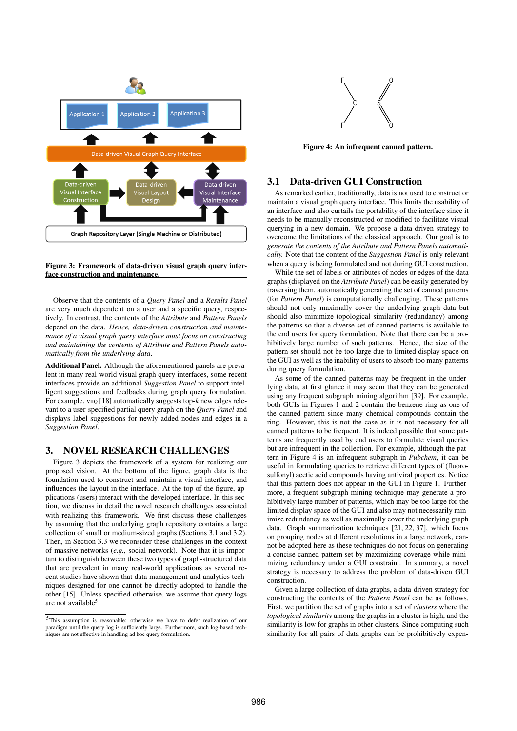Figure 3: Framework of data-driven visual graph query interface construction and maintenance.

Observe that the contents of a *Query Panel* and a *Results Panel* are very much dependent on a user and a specific query, respectively. In contrast, the contents of the *Attribute* and *Pattern Panels* depend on the data. *Hence, data-driven construction and maintenance of a visual graph query interface must focus on constructing and maintaining the contents of Attribute and Pattern Panels automatically from the underlying data.*

**Additional Panel.** Although the aforementioned panels are prevalent in many real-world visual graph query interfaces, some recent interfaces provide an additional *Suggestion Panel* to support intelligent suggestions and feedbacks during graph query formulation. For example, VIIQ [18] automatically suggests top-$k$ new edges relevant to a user-specified partial query graph on the *Query Panel* and displays label suggestions for newly added nodes and edges in a *Suggestion Panel*.

## 3. NOVEL RESEARCH CHALLENGES

Figure 3 depicts the framework of a system for realizing our proposed vision. At the bottom of the figure, graph data is the foundation used to construct and maintain a visual interface, and influences the layout in the interface. At the top of the figure, applications (users) interact with the developed interface. In this section, we discuss in detail the novel research challenges associated with realizing this framework. We first discuss these challenges by assuming that the underlying graph repository contains a large collection of small or medium-sized graphs (Sections 3.1 and 3.2). Then, in Section 3.3 we reconsider these challenges in the context of massive networks (*e.g.,* social network). Note that it is important to distinguish between these two types of graph-structured data that are prevalent in many real-world applications as several recent studies have shown that data management and analytics techniques designed for one cannot be directly adopted to handle the other [15]. Unless specified otherwise, we assume that query logs are not available[5].

[5]This assumption is reasonable; otherwise we have to defer realization of our paradigm until the query log is sufficiently large. Furthermore, such log-based techniques are not effective in handling ad hoc query formulation.

Figure 4: An infrequent canned pattern.

### 3.1 Data-driven GUI Construction

As remarked earlier, traditionally, data is not used to construct or maintain a visual graph query interface. This limits the usability of an interface and also curtails the portability of the interface since it needs to be manually reconstructed or modified to facilitate visual querying in a new domain. We propose a data-driven strategy to overcome the limitations of the classical approach. Our goal is to *generate the contents of the Attribute and Pattern Panels automatically.* Note that the content of the *Suggestion Panel* is only relevant when a query is being formulated and not during GUI construction.

While the set of labels or attributes of nodes or edges of the data graphs (displayed on the *Attribute Panel*) can be easily generated by traversing them, automatically generating the set of canned patterns (for *Pattern Panel*) is computationally challenging. These patterns should not only maximally cover the underlying graph data but should also minimize topological similarity (redundancy) among the patterns so that a diverse set of canned patterns is available to the end users for query formulation. Note that there can be a prohibitively large number of such patterns. Hence, the size of the pattern set should not be too large due to limited display space on the GUI as well as the inability of users to absorb too many patterns during query formulation.

As some of the canned patterns may be frequent in the underlying data, at first glance it may seem that they can be generated using any frequent subgraph mining algorithm [39]. For example, both GUIs in Figures 1 and 2 contain the benzene ring as one of the canned pattern since many chemical compounds contain the ring. However, this is not the case as it is not necessary for all canned patterns to be frequent. It is indeed possible that some patterns are frequently used by end users to formulate visual queries but are infrequent in the collection. For example, although the pattern in Figure 4 is an infrequent subgraph in *Pubchem*, it can be useful in formulating queries to retrieve different types of (fluorosulfonyl) acetic acid compounds having antiviral properties. Notice that this pattern does not appear in the GUI in Figure 1. Furthermore, a frequent subgraph mining technique may generate a prohibitively large number of patterns, which may be too large for the limited display space of the GUI and also may not necessarily minimize redundancy as well as maximally cover the underlying graph data. Graph summarization techniques [21, 22, 37], which focus on grouping nodes at different resolutions in a large network, cannot be adopted here as these techniques do not focus on generating a concise canned pattern set by maximizing coverage while minimizing redundancy under a GUI constraint. In summary, a novel strategy is necessary to address the problem of data-driven GUI construction.

Given a large collection of data graphs, a data-driven strategy for constructing the contents of the *Pattern Panel* can be as follows. First, we partition the set of graphs into a set of *clusters* where the *topological similarity* among the graphs in a cluster is high, and the similarity is low for graphs in other clusters. Since computing such similarity for all pairs of data graphs can be prohibitively expen-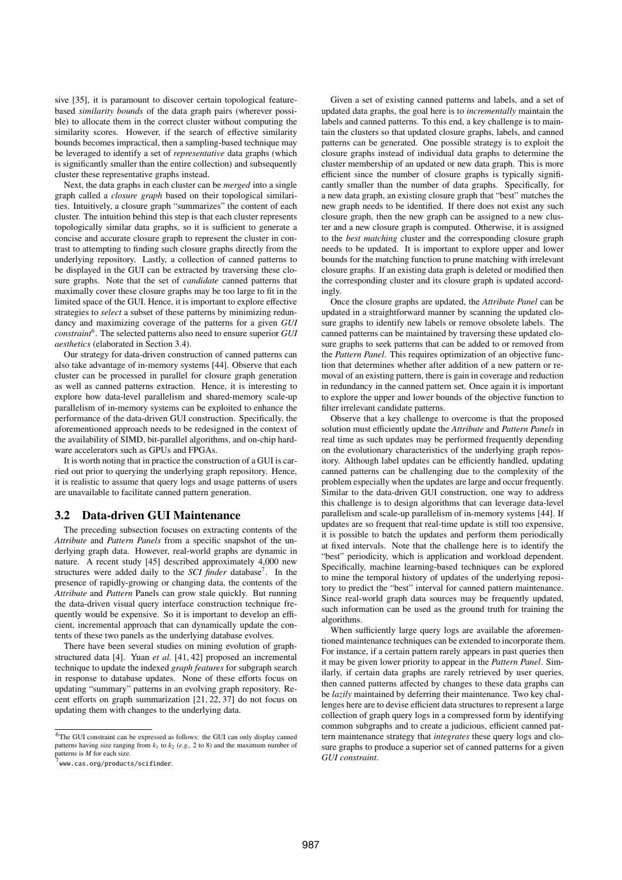sive [35], it is paramount to discover certain topological feature-based *similarity bounds* of the data graph pairs (wherever possible) to allocate them in the correct cluster without computing the similarity scores. However, if the search of effective similarity bounds becomes impractical, then a sampling-based technique may be leveraged to identify a set of *representative* data graphs (which is significantly smaller than the entire collection) and subsequently cluster these representative graphs instead.

Next, the data graphs in each cluster can be *merged* into a single graph called a *closure graph* based on their topological similarities. Intuitively, a closure graph "summarizes" the content of each cluster. The intuition behind this step is that each cluster represents topologically similar data graphs, so it is sufficient to generate a concise and accurate closure graph to represent the cluster in contrast to attempting to finding such closure graphs directly from the underlying repository. Lastly, a collection of canned patterns to be displayed in the GUI can be extracted by traversing these closure graphs. Note that the set of *candidate* canned patterns that maximally cover these closure graphs may be too large to fit in the limited space of the GUI. Hence, it is important to explore effective strategies to *select* a subset of these patterns by minimizing redundancy and maximizing coverage of the patterns for a given *GUI constraint*[6]. The selected patterns also need to ensure superior *GUI aesthetics* (elaborated in Section 3.4).

Our strategy for data-driven construction of canned patterns can also take advantage of in-memory systems [44]. Observe that each cluster can be processed in parallel for closure graph generation as well as canned patterns extraction. Hence, it is interesting to explore how data-level parallelism and shared-memory scale-up parallelism of in-memory systems can be exploited to enhance the performance of the data-driven GUI construction. Specifically, the aforementioned approach needs to be redesigned in the context of the availability of SIMD, bit-parallel algorithms, and on-chip hardware accelerators such as GPUs and FPGAs.

It is worth noting that in practice the construction of a GUI is carried out prior to querying the underlying graph repository. Hence, it is realistic to assume that query logs and usage patterns of users are unavailable to facilitate canned pattern generation.

## 3.2 Data-driven GUI Maintenance

The preceding subsection focuses on extracting contents of the *Attribute* and *Pattern Panels* from a specific snapshot of the underlying graph data. However, real-world graphs are dynamic in nature. A recent study [45] described approximately 4,000 new structures were added daily to the *SCI finder* database[7]. In the presence of rapidly-growing or changing data, the contents of the *Attribute* and *Pattern* Panels can grow stale quickly. But running the data-driven visual query interface construction technique frequently would be expensive. So it is important to develop an efficient, incremental approach that can dynamically update the contents of these two panels as the underlying database evolves.

There have been several studies on mining evolution of graph-structured data [4]. Yuan *et al.* [41, 42] proposed an incremental technique to update the indexed *graph features* for subgraph search in response to database updates. None of these efforts focus on updating "summary" patterns in an evolving graph repository. Recent efforts on graph summarization [21, 22, 37] do not focus on updating them with changes to the underlying data.

Given a set of existing canned patterns and labels, and a set of updated data graphs, the goal here is to *incrementally* maintain the labels and canned patterns. To this end, a key challenge is to maintain the clusters so that updated closure graphs, labels, and canned patterns can be generated. One possible strategy is to exploit the closure graphs instead of individual data graphs to determine the cluster membership of an updated or new data graph. This is more efficient since the number of closure graphs is typically significantly smaller than the number of data graphs. Specifically, for a new data graph, an existing closure graph that "best" matches the new graph needs to be identified. If there does not exist any such closure graph, then the new graph can be assigned to a new cluster and a new closure graph is computed. Otherwise, it is assigned to the *best matching* cluster and the corresponding closure graph needs to be updated. It is important to explore upper and lower bounds for the matching function to prune matching with irrelevant closure graphs. If an existing data graph is deleted or modified then the corresponding cluster and its closure graph is updated accordingly.

Once the closure graphs are updated, the *Attribute Panel* can be updated in a straightforward manner by scanning the updated closure graphs to identify new labels or remove obsolete labels. The canned patterns can be maintained by traversing these updated closure graphs to seek patterns that can be added to or removed from the *Pattern Panel*. This requires optimization of an objective function that determines whether after addition of a new pattern or removal of an existing pattern, there is gain in coverage and reduction in redundancy in the canned pattern set. Once again it is important to explore the upper and lower bounds of the objective function to filter irrelevant candidate patterns.

Observe that a key challenge to overcome is that the proposed solution must efficiently update the *Attribute* and *Pattern Panels* in real time as such updates may be performed frequently depending on the evolutionary characteristics of the underlying graph repository. Although label updates can be efficiently handled, updating canned patterns can be challenging due to the complexity of the problem especially when the updates are large and occur frequently. Similar to the data-driven GUI construction, one way to address this challenge is to design algorithms that can leverage data-level parallelism and scale-up parallelism of in-memory systems [44]. If updates are so frequent that real-time update is still too expensive, it is possible to batch the updates and perform them periodically at fixed intervals. Note that the challenge here is to identify the "best" periodicity, which is application and workload dependent. Specifically, machine learning-based techniques can be explored to mine the temporal history of updates of the underlying repository to predict the "best" interval for canned pattern maintenance. Since real-world graph data sources may be frequently updated, such information can be used as the ground truth for training the algorithms.

When sufficiently large query logs are available the aforementioned maintenance techniques can be extended to incorporate them. For instance, if a certain pattern rarely appears in past queries then it may be given lower priority to appear in the *Pattern Panel*. Similarly, if certain data graphs are rarely retrieved by user queries, then canned patterns affected by changes to these data graphs can be *lazily* maintained by deferring their maintenance. Two key challenges here are to devise efficient data structures to represent a large collection of graph query logs in a compressed form by identifying common subgraphs and to create a judicious, efficient canned pattern maintenance strategy that *integrates* these query logs and closure graphs to produce a superior set of canned patterns for a given *GUI constraint*.

[6] The GUI constraint can be expressed as follows: the GUI can only display canned patterns having size ranging from $k_1$ to $k_2$ (*e.g.*, 2 to 8) and the maximum number of patterns is $M$ for each size.

[7] www.cas.org/products/scifinder.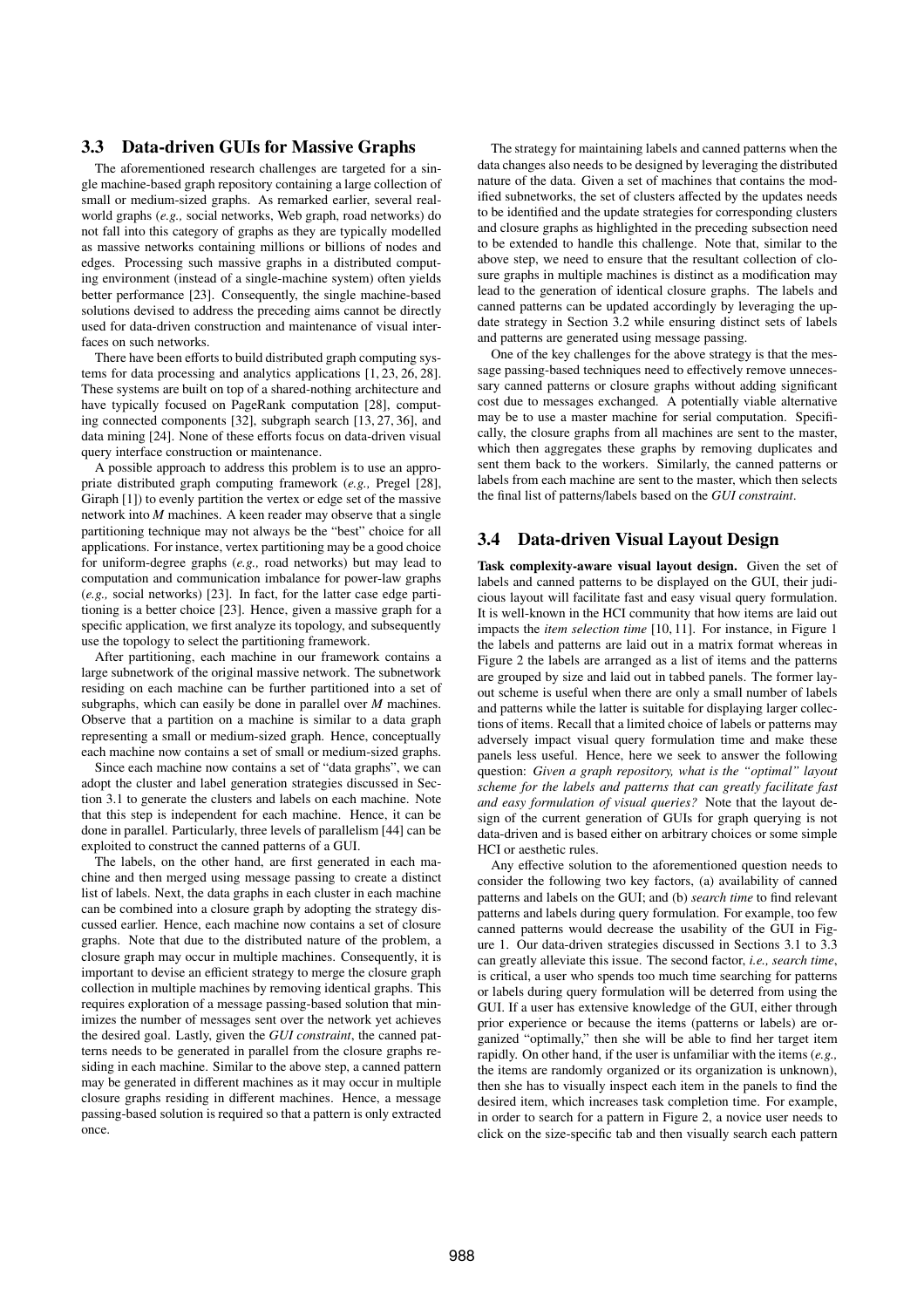### 3.3 Data-driven GUIs for Massive Graphs

The aforementioned research challenges are targeted for a single machine-based graph repository containing a large collection of small or medium-sized graphs. As remarked earlier, several real-world graphs (*e.g.,* social networks, Web graph, road networks) do not fall into this category of graphs as they are typically modelled as massive networks containing millions or billions of nodes and edges. Processing such massive graphs in a distributed computing environment (instead of a single-machine system) often yields better performance [23]. Consequently, the single machine-based solutions devised to address the preceding aims cannot be directly used for data-driven construction and maintenance of visual interfaces on such networks.

There have been efforts to build distributed graph computing systems for data processing and analytics applications [1, 23, 26, 28]. These systems are built on top of a shared-nothing architecture and have typically focused on PageRank computation [28], computing connected components [32], subgraph search [13, 27, 36], and data mining [24]. None of these efforts focus on data-driven visual query interface construction or maintenance.

A possible approach to address this problem is to use an appropriate distributed graph computing framework (*e.g.,* Pregel [28], Giraph [1]) to evenly partition the vertex or edge set of the massive network into *M* machines. A keen reader may observe that a single partitioning technique may not always be the "best" choice for all applications. For instance, vertex partitioning may be a good choice for uniform-degree graphs (*e.g.,* road networks) but may lead to computation and communication imbalance for power-law graphs (*e.g.,* social networks) [23]. In fact, for the latter case edge partitioning is a better choice [23]. Hence, given a massive graph for a specific application, we first analyze its topology, and subsequently use the topology to select the partitioning framework.

After partitioning, each machine in our framework contains a large subnetwork of the original massive network. The subnetwork residing on each machine can be further partitioned into a set of subgraphs, which can easily be done in parallel over *M* machines. Observe that a partition on a machine is similar to a data graph representing a small or medium-sized graph. Hence, conceptually each machine now contains a set of small or medium-sized graphs.

Since each machine now contains a set of "data graphs", we can adopt the cluster and label generation strategies discussed in Section 3.1 to generate the clusters and labels on each machine. Note that this step is independent for each machine. Hence, it can be done in parallel. Particularly, three levels of parallelism [44] can be exploited to construct the canned patterns of a GUI.

The labels, on the other hand, are first generated in each machine and then merged using message passing to create a distinct list of labels. Next, the data graphs in each cluster in each machine can be combined into a closure graph by adopting the strategy discussed earlier. Hence, each machine now contains a set of closure graphs. Note that due to the distributed nature of the problem, a closure graph may occur in multiple machines. Consequently, it is important to devise an efficient strategy to merge the closure graph collection in multiple machines by removing identical graphs. This requires exploration of a message passing-based solution that minimizes the number of messages sent over the network yet achieves the desired goal. Lastly, given the *GUI constraint*, the canned patterns needs to be generated in parallel from the closure graphs residing in each machine. Similar to the above step, a canned pattern may be generated in different machines as it may occur in multiple closure graphs residing in different machines. Hence, a message passing-based solution is required so that a pattern is only extracted once.

The strategy for maintaining labels and canned patterns when the data changes also needs to be designed by leveraging the distributed nature of the data. Given a set of machines that contains the modified subnetworks, the set of clusters affected by the updates needs to be identified and the update strategies for corresponding clusters and closure graphs as highlighted in the preceding subsection need to be extended to handle this challenge. Note that, similar to the above step, we need to ensure that the resultant collection of closure graphs in multiple machines is distinct as a modification may lead to the generation of identical closure graphs. The labels and canned patterns can be updated accordingly by leveraging the update strategy in Section 3.2 while ensuring distinct sets of labels and patterns are generated using message passing.

One of the key challenges for the above strategy is that the message passing-based techniques need to effectively remove unnecessary canned patterns or closure graphs without adding significant cost due to messages exchanged. A potentially viable alternative may be to use a master machine for serial computation. Specifically, the closure graphs from all machines are sent to the master, which then aggregates these graphs by removing duplicates and sent them back to the workers. Similarly, the canned patterns or labels from each machine are sent to the master, which then selects the final list of patterns/labels based on the *GUI constraint*.

### 3.4 Data-driven Visual Layout Design

**Task complexity-aware visual layout design.** Given the set of labels and canned patterns to be displayed on the GUI, their judicious layout will facilitate fast and easy visual query formulation. It is well-known in the HCI community that how items are laid out impacts the *item selection time* [10, 11]. For instance, in Figure 1 the labels and patterns are laid out in a matrix format whereas in Figure 2 the labels are arranged as a list of items and the patterns are grouped by size and laid out in tabbed panels. The former layout scheme is useful when there are only a small number of labels and patterns while the latter is suitable for displaying larger collections of items. Recall that a limited choice of labels or patterns may adversely impact visual query formulation time and make these panels less useful. Hence, here we seek to answer the following question: *Given a graph repository, what is the "optimal" layout scheme for the labels and patterns that can greatly facilitate fast and easy formulation of visual queries?* Note that the layout design of the current generation of GUIs for graph querying is not data-driven and is based either on arbitrary choices or some simple HCI or aesthetic rules.

Any effective solution to the aforementioned question needs to consider the following two key factors, (a) availability of canned patterns and labels on the GUI; and (b) *search time* to find relevant patterns and labels during query formulation. For example, too few canned patterns would decrease the usability of the GUI in Figure 1. Our data-driven strategies discussed in Sections 3.1 to 3.3 can greatly alleviate this issue. The second factor, *i.e., search time*, is critical, a user who spends too much time searching for patterns or labels during query formulation will be deterred from using the GUI. If a user has extensive knowledge of the GUI, either through prior experience or because the items (patterns or labels) are organized "optimally," then she will be able to find her target item rapidly. On other hand, if the user is unfamiliar with the items (*e.g.,* the items are randomly organized or its organization is unknown), then she has to visually inspect each item in the panels to find the desired item, which increases task completion time. For example, in order to search for a pattern in Figure 2, a novice user needs to click on the size-specific tab and then visually search each pattern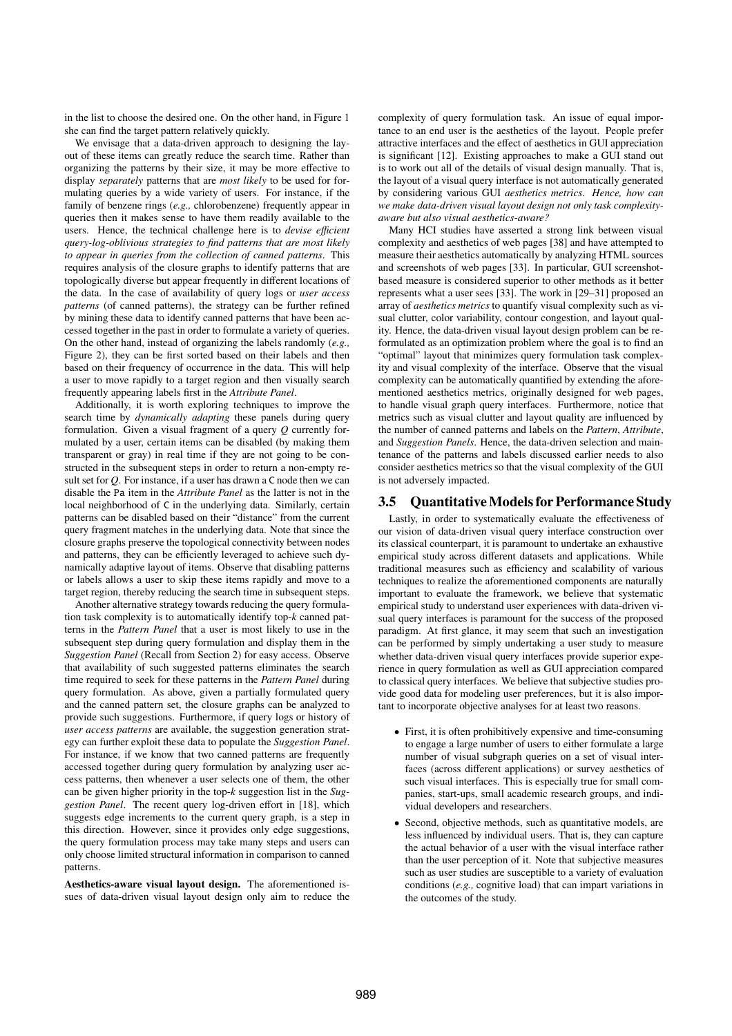in the list to choose the desired one. On the other hand, in Figure 1 she can find the target pattern relatively quickly.

We envisage that a data-driven approach to designing the layout of these items can greatly reduce the search time. Rather than organizing the patterns by their size, it may be more effective to display *separately* patterns that are *most likely* to be used for formulating queries by a wide variety of users. For instance, if the family of benzene rings (*e.g.,* chlorobenzene) frequently appear in queries then it makes sense to have them readily available to the users. Hence, the technical challenge here is to *devise efficient query-log-oblivious strategies to find patterns that are most likely to appear in queries from the collection of canned patterns*. This requires analysis of the closure graphs to identify patterns that are topologically diverse but appear frequently in different locations of the data. In the case of availability of query logs or *user access patterns* (of canned patterns), the strategy can be further refined by mining these data to identify canned patterns that have been accessed together in the past in order to formulate a variety of queries. On the other hand, instead of organizing the labels randomly (*e.g.,* Figure 2), they can be first sorted based on their labels and then based on their frequency of occurrence in the data. This will help a user to move rapidly to a target region and then visually search frequently appearing labels first in the *Attribute Panel*.

Additionally, it is worth exploring techniques to improve the search time by *dynamically adapting* these panels during query formulation. Given a visual fragment of a query $Q$ currently formulated by a user, certain items can be disabled (by making them transparent or gray) in real time if they are not going to be constructed in the subsequent steps in order to return a non-empty result set for $Q$. For instance, if a user has drawn a C node then we can disable the Pa item in the *Attribute Panel* as the latter is not in the local neighborhood of C in the underlying data. Similarly, certain patterns can be disabled based on their "distance" from the current query fragment matches in the underlying data. Note that since the closure graphs preserve the topological connectivity between nodes and patterns, they can be efficiently leveraged to achieve such dynamically adaptive layout of items. Observe that disabling patterns or labels allows a user to skip these items rapidly and move to a target region, thereby reducing the search time in subsequent steps.

Another alternative strategy towards reducing the query formulation task complexity is to automatically identify top-$k$ canned patterns in the *Pattern Panel* that a user is most likely to use in the subsequent step during query formulation and display them in the *Suggestion Panel* (Recall from Section 2) for easy access. Observe that availability of such suggested patterns eliminates the search time required to seek for these patterns in the *Pattern Panel* during query formulation. As above, given a partially formulated query and the canned pattern set, the closure graphs can be analyzed to provide such suggestions. Furthermore, if query logs or history of *user access patterns* are available, the suggestion generation strategy can further exploit these data to populate the *Suggestion Panel*. For instance, if we know that two canned patterns are frequently accessed together during query formulation by analyzing user access patterns, then whenever a user selects one of them, the other can be given higher priority in the top-$k$ suggestion list in the *Suggestion Panel*. The recent query log-driven effort in [18], which suggests edge increments to the current query graph, is a step in this direction. However, since it provides only edge suggestions, the query formulation process may take many steps and users can only choose limited structural information in comparison to canned patterns.

**Aesthetics-aware visual layout design.** The aforementioned issues of data-driven visual layout design only aim to reduce the complexity of query formulation task. An issue of equal importance to an end user is the aesthetics of the layout. People prefer attractive interfaces and the effect of aesthetics in GUI appreciation is significant [12]. Existing approaches to make a GUI stand out is to work out all of the details of visual design manually. That is, the layout of a visual query interface is not automatically generated by considering various GUI *aesthetics metrics*. *Hence, how can we make data-driven visual layout design not only task complexity-aware but also visual aesthetics-aware?*

Many HCI studies have asserted a strong link between visual complexity and aesthetics of web pages [38] and have attempted to measure their aesthetics automatically by analyzing HTML sources and screenshots of web pages [33]. In particular, GUI screenshot-based measure is considered superior to other methods as it better represents what a user sees [33]. The work in [29–31] proposed an array of *aesthetics metrics* to quantify visual complexity such as visual clutter, color variability, contour congestion, and layout quality. Hence, the data-driven visual layout design problem can be reformulated as an optimization problem where the goal is to find an "optimal" layout that minimizes query formulation task complexity and visual complexity of the interface. Observe that the visual complexity can be automatically quantified by extending the aforementioned aesthetics metrics, originally designed for web pages, to handle visual graph query interfaces. Furthermore, notice that metrics such as visual clutter and layout quality are influenced by the number of canned patterns and labels on the *Pattern*, *Attribute*, and *Suggestion Panels*. Hence, the data-driven selection and maintenance of the patterns and labels discussed earlier needs to also consider aesthetics metrics so that the visual complexity of the GUI is not adversely impacted.

## 3.5 Quantitative Models for Performance Study

Lastly, in order to systematically evaluate the effectiveness of our vision of data-driven visual query interface construction over its classical counterpart, it is paramount to undertake an exhaustive empirical study across different datasets and applications. While traditional measures such as efficiency and scalability of various techniques to realize the aforementioned components are naturally important to evaluate the framework, we believe that systematic empirical study to understand user experiences with data-driven visual query interfaces is paramount for the success of the proposed paradigm. At first glance, it may seem that such an investigation can be performed by simply undertaking a user study to measure whether data-driven visual query interfaces provide superior experience in query formulation as well as GUI appreciation compared to classical query interfaces. We believe that subjective studies provide good data for modeling user preferences, but it is also important to incorporate objective analyses for at least two reasons.

- First, it is often prohibitively expensive and time-consuming to engage a large number of users to either formulate a large number of visual subgraph queries on a set of visual interfaces (across different applications) or survey aesthetics of such visual interfaces. This is especially true for small companies, start-ups, small academic research groups, and individual developers and researchers.
- Second, objective methods, such as quantitative models, are less influenced by individual users. That is, they can capture the actual behavior of a user with the visual interface rather than the user perception of it. Note that subjective measures such as user studies are susceptible to a variety of evaluation conditions (*e.g.,* cognitive load) that can impart variations in the outcomes of the study.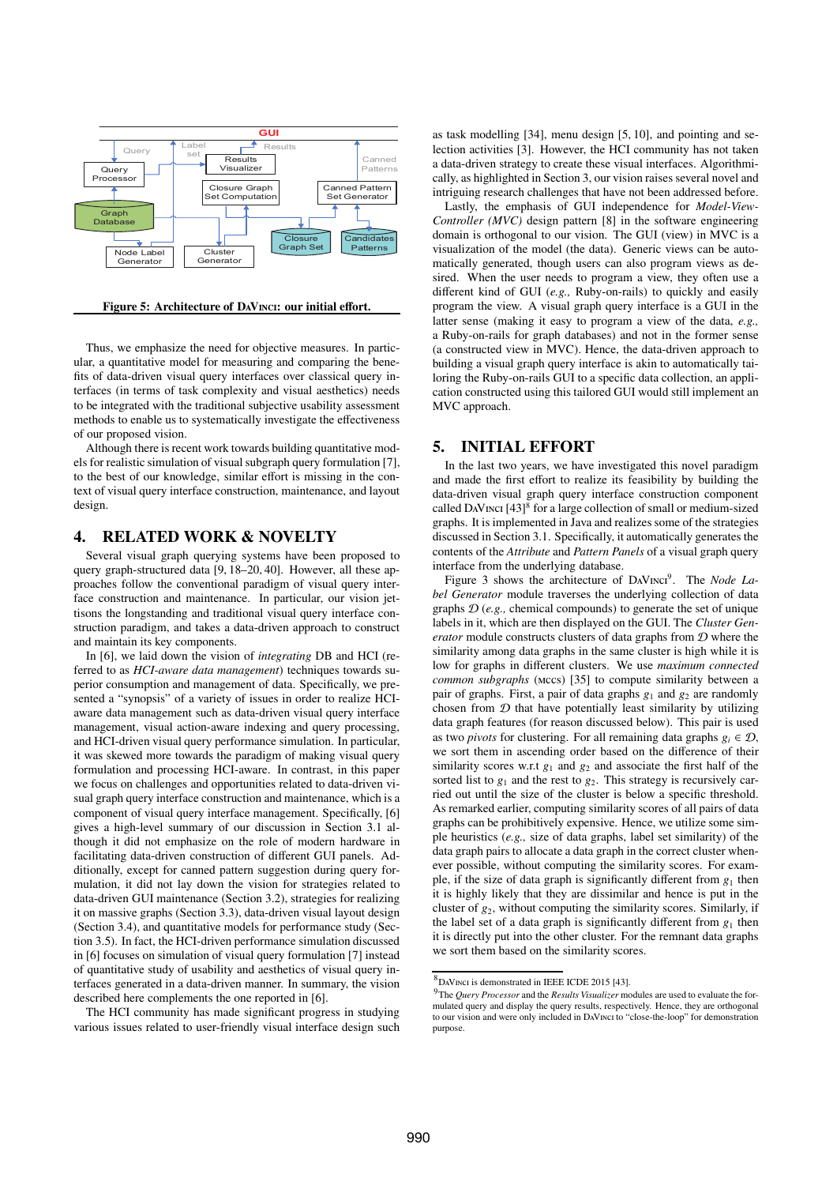GUI

Query

Label set

Results

Query Processor

Results Visualizer

Canned Patterns

Closure Graph Set Computation

Canned Pattern Set Generator

Graph Database

Closure Graph Set

Candidates Patterns

Node Label Generator

Cluster Generator

**Figure 5: Architecture of DAVINCI: our initial effort.**

Thus, we emphasize the need for objective measures. In particular, a quantitative model for measuring and comparing the benefits of data-driven visual query interfaces over classical query interfaces (in terms of task complexity and visual aesthetics) needs to be integrated with the traditional subjective usability assessment methods to enable us to systematically investigate the effectiveness of our proposed vision.

Although there is recent work towards building quantitative models for realistic simulation of visual subgraph query formulation [7], to the best of our knowledge, similar effort is missing in the context of visual query interface construction, maintenance, and layout design.

## 4. RELATED WORK & NOVELTY

Several visual graph querying systems have been proposed to query graph-structured data [9, 18–20, 40]. However, all these approaches follow the conventional paradigm of visual query interface construction and maintenance. In particular, our vision jettisons the longstanding and traditional visual query interface construction paradigm, and takes a data-driven approach to construct and maintain its key components.

In [6], we laid down the vision of *integrating* DB and HCI (referred to as *HCI-aware data management*) techniques towards superior consumption and management of data. Specifically, we presented a "synopsis" of a variety of issues in order to realize HCI-aware data management such as data-driven visual query interface management, visual action-aware indexing and query processing, and HCI-driven visual query performance simulation. In particular, it was skewed more towards the paradigm of making visual query formulation and processing HCI-aware. In contrast, in this paper we focus on challenges and opportunities related to data-driven visual graph query interface construction and maintenance, which is a component of visual query interface management. Specifically, [6] gives a high-level summary of our discussion in Section 3.1 although it did not emphasize on the role of modern hardware in facilitating data-driven construction of different GUI panels. Additionally, except for canned pattern suggestion during query formulation, it did not lay down the vision for strategies related to data-driven GUI maintenance (Section 3.2), strategies for realizing it on massive graphs (Section 3.3), data-driven visual layout design (Section 3.4), and quantitative models for performance study (Section 3.5). In fact, the HCI-driven performance simulation discussed in [6] focuses on simulation of visual query formulation [7] instead of quantitative study of usability and aesthetics of visual query interfaces generated in a data-driven manner. In summary, the vision described here complements the one reported in [6].

The HCI community has made significant progress in studying various issues related to user-friendly visual interface design such as task modelling [34], menu design [5, 10], and pointing and selection activities [3]. However, the HCI community has not taken a data-driven strategy to create these visual interfaces. Algorithmically, as highlighted in Section 3, our vision raises several novel and intriguing research challenges that have not been addressed before.

Lastly, the emphasis of GUI independence for *Model-View-Controller (MVC)* design pattern [8] in the software engineering domain is orthogonal to our vision. The GUI (view) in MVC is a visualization of the model (the data). Generic views can be automatically generated, though users can also program views as desired. When the user needs to program a view, they often use a different kind of GUI (*e.g.,* Ruby-on-rails) to quickly and easily program the view. A visual graph query interface is a GUI in the latter sense (making it easy to program a view of the data, *e.g.,* a Ruby-on-rails for graph databases) and not in the former sense (a constructed view in MVC). Hence, the data-driven approach to building a visual graph query interface is akin to automatically tailoring the Ruby-on-rails GUI to a specific data collection, an application constructed using this tailored GUI would still implement an MVC approach.

## 5. INITIAL EFFORT

In the last two years, we have investigated this novel paradigm and made the first effort to realize its feasibility by building the data-driven visual graph query interface construction component called DAVINCI [43][8] for a large collection of small or medium-sized graphs. It is implemented in Java and realizes some of the strategies discussed in Section 3.1. Specifically, it automatically generates the contents of the *Attribute* and *Pattern Panels* of a visual graph query interface from the underlying database.

Figure 3 shows the architecture of DAVINCI[9]. The *Node Label Generator* module traverses the underlying collection of data graphs $\mathcal{D}$ (*e.g.,* chemical compounds) to generate the set of unique labels in it, which are then displayed on the GUI. The *Cluster Generator* module constructs clusters of data graphs from $\mathcal{D}$ where the similarity among data graphs in the same cluster is high while it is low for graphs in different clusters. We use *maximum connected common subgraphs* (MCCS) [35] to compute similarity between a pair of graphs. First, a pair of data graphs $g_1$ and $g_2$ are randomly chosen from $\mathcal{D}$ that have potentially least similarity by utilizing data graph features (for reason discussed below). This pair is used as two *pivots* for clustering. For all remaining data graphs $g_i \in \mathcal{D}$, we sort them in ascending order based on the difference of their similarity scores w.r.t $g_1$ and $g_2$ and associate the first half of the sorted list to $g_1$ and the rest to $g_2$. This strategy is recursively carried out until the size of the cluster is below a specific threshold. As remarked earlier, computing similarity scores of all pairs of data graphs can be prohibitively expensive. Hence, we utilize some simple heuristics (*e.g.,* size of data graphs, label set similarity) of the data graph pairs to allocate a data graph in the correct cluster whenever possible, without computing the similarity scores. For example, if the size of data graph is significantly different from $g_1$ then it is highly likely that they are dissimilar and hence is put in the cluster of $g_2$, without computing the similarity scores. Similarly, if the label set of a data graph is significantly different from $g_1$ then it is directly put into the other cluster. For the remnant data graphs we sort them based on the similarity scores.

[8] DAVINCI is demonstrated in IEEE ICDE 2015 [43].

[9] The *Query Processor* and the *Results Visualizer* modules are used to evaluate the formulated query and display the query results, respectively. Hence, they are orthogonal to our vision and were only included in DAVINCI to "close-the-loop" for demonstration purpose.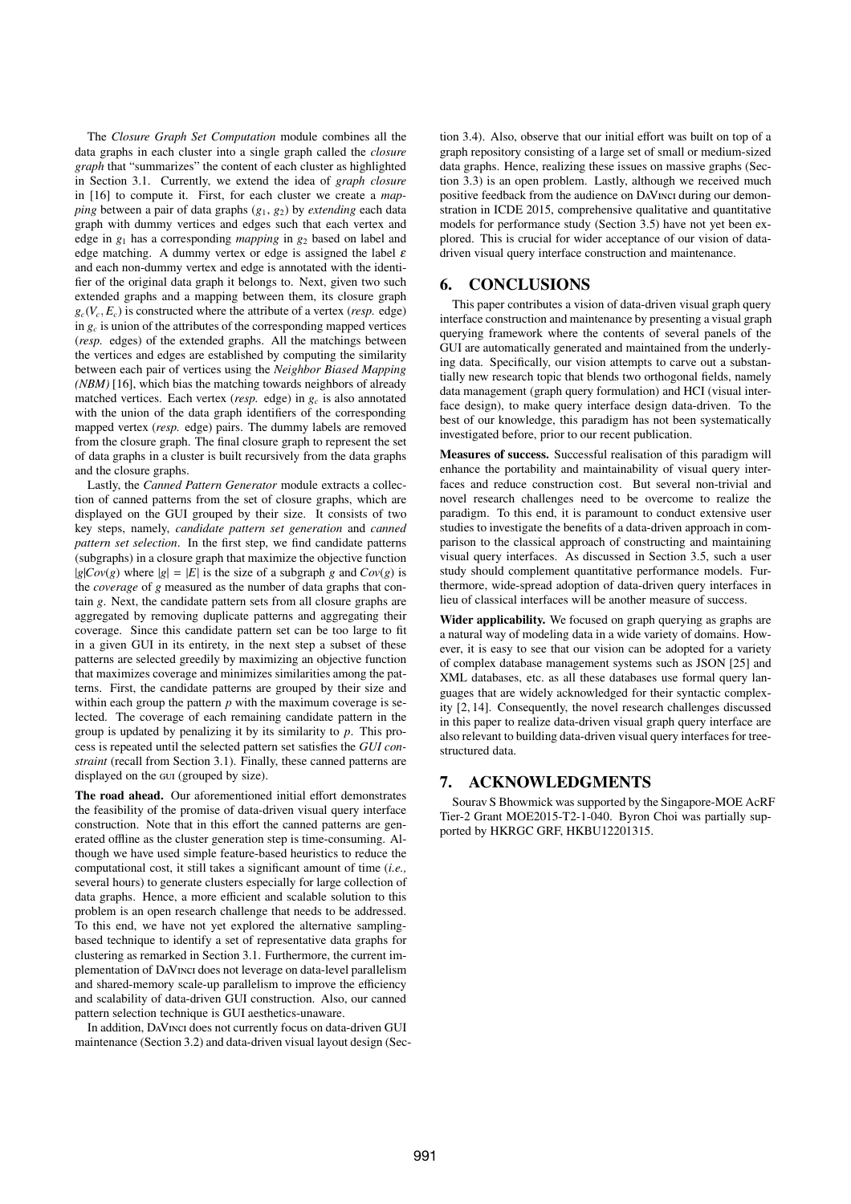The *Closure Graph Set Computation* module combines all the data graphs in each cluster into a single graph called the *closure graph* that "summarizes" the content of each cluster as highlighted in Section 3.1. Currently, we extend the idea of *graph closure* in [16] to compute it. First, for each cluster we create a *mapping* between a pair of data graphs ($g_1$, $g_2$) by *extending* each data graph with dummy vertices and edges such that each vertex and edge in $g_1$ has a corresponding *mapping* in $g_2$ based on label and edge matching. A dummy vertex or edge is assigned the label $\varepsilon$ and each non-dummy vertex and edge is annotated with the identifier of the original data graph it belongs to. Next, given two such extended graphs and a mapping between them, its closure graph $g_c(V_c, E_c)$ is constructed where the attribute of a vertex (*resp.* edge) in $g_c$ is union of the attributes of the corresponding mapped vertices (*resp.* edges) of the extended graphs. All the matchings between the vertices and edges are established by computing the similarity between each pair of vertices using the *Neighbor Biased Mapping (NBM)* [16], which bias the matching towards neighbors of already matched vertices. Each vertex (*resp.* edge) in $g_c$ is also annotated with the union of the data graph identifiers of the corresponding mapped vertex (*resp.* edge) pairs. The dummy labels are removed from the closure graph. The final closure graph to represent the set of data graphs in a cluster is built recursively from the data graphs and the closure graphs.

Lastly, the *Canned Pattern Generator* module extracts a collection of canned patterns from the set of closure graphs, which are displayed on the GUI grouped by their size. It consists of two key steps, namely, *candidate pattern set generation* and *canned pattern set selection*. In the first step, we find candidate patterns (subgraphs) in a closure graph that maximize the objective function $|g|Cov(g)$ where $|g| = |E|$ is the size of a subgraph $g$ and $Cov(g)$ is the *coverage* of $g$ measured as the number of data graphs that contain $g$. Next, the candidate pattern sets from all closure graphs are aggregated by removing duplicate patterns and aggregating their coverage. Since this candidate pattern set can be too large to fit in a given GUI in its entirety, in the next step a subset of these patterns are selected greedily by maximizing an objective function that maximizes coverage and minimizes similarities among the patterns. First, the candidate patterns are grouped by their size and within each group the pattern $p$ with the maximum coverage is selected. The coverage of each remaining candidate pattern in the group is updated by penalizing it by its similarity to $p$. This process is repeated until the selected pattern set satisfies the *GUI constraint* (recall from Section 3.1). Finally, these canned patterns are displayed on the GUI (grouped by size).

**The road ahead.** Our aforementioned initial effort demonstrates the feasibility of the promise of data-driven visual query interface construction. Note that in this effort the canned patterns are generated offline as the cluster generation step is time-consuming. Although we have used simple feature-based heuristics to reduce the computational cost, it still takes a significant amount of time (*i.e.*, several hours) to generate clusters especially for large collection of data graphs. Hence, a more efficient and scalable solution to this problem is an open research challenge that needs to be addressed. To this end, we have not yet explored the alternative sampling-based technique to identify a set of representative data graphs for clustering as remarked in Section 3.1. Furthermore, the current implementation of DaVinci does not leverage on data-level parallelism and shared-memory scale-up parallelism to improve the efficiency and scalability of data-driven GUI construction. Also, our canned pattern selection technique is GUI aesthetics-unaware.

In addition, DaVinci does not currently focus on data-driven GUI maintenance (Section 3.2) and data-driven visual layout design (Section 3.4). Also, observe that our initial effort was built on top of a graph repository consisting of a large set of small or medium-sized data graphs. Hence, realizing these issues on massive graphs (Section 3.3) is an open problem. Lastly, although we received much positive feedback from the audience on DaVinci during our demonstration in ICDE 2015, comprehensive qualitative and quantitative models for performance study (Section 3.5) have not yet been explored. This is crucial for wider acceptance of our vision of data-driven visual query interface construction and maintenance.

## 6. CONCLUSIONS

This paper contributes a vision of data-driven visual graph query interface construction and maintenance by presenting a visual graph querying framework where the contents of several panels of the GUI are automatically generated and maintained from the underlying data. Specifically, our vision attempts to carve out a substantially new research topic that blends two orthogonal fields, namely data management (graph query formulation) and HCI (visual interface design), to make query interface design data-driven. To the best of our knowledge, this paradigm has not been systematically investigated before, prior to our recent publication.

**Measures of success.** Successful realisation of this paradigm will enhance the portability and maintainability of visual query interfaces and reduce construction cost. But several non-trivial and novel research challenges need to be overcome to realize the paradigm. To this end, it is paramount to conduct extensive user studies to investigate the benefits of a data-driven approach in comparison to the classical approach of constructing and maintaining visual query interfaces. As discussed in Section 3.5, such a user study should complement quantitative performance models. Furthermore, wide-spread adoption of data-driven query interfaces in lieu of classical interfaces will be another measure of success.

**Wider applicability.** We focused on graph querying as graphs are a natural way of modeling data in a wide variety of domains. However, it is easy to see that our vision can be adopted for a variety of complex database management systems such as JSON [25] and XML databases, etc. as all these databases use formal query languages that are widely acknowledged for their syntactic complexity [2, 14]. Consequently, the novel research challenges discussed in this paper to realize data-driven visual graph query interface are also relevant to building data-driven visual query interfaces for tree-structured data.

## 7. ACKNOWLEDGMENTS

Sourav S Bhowmick was supported by the Singapore-MOE AcRF Tier-2 Grant MOE2015-T2-1-040. Byron Choi was partially supported by HKRGC GRF, HKBU12201315.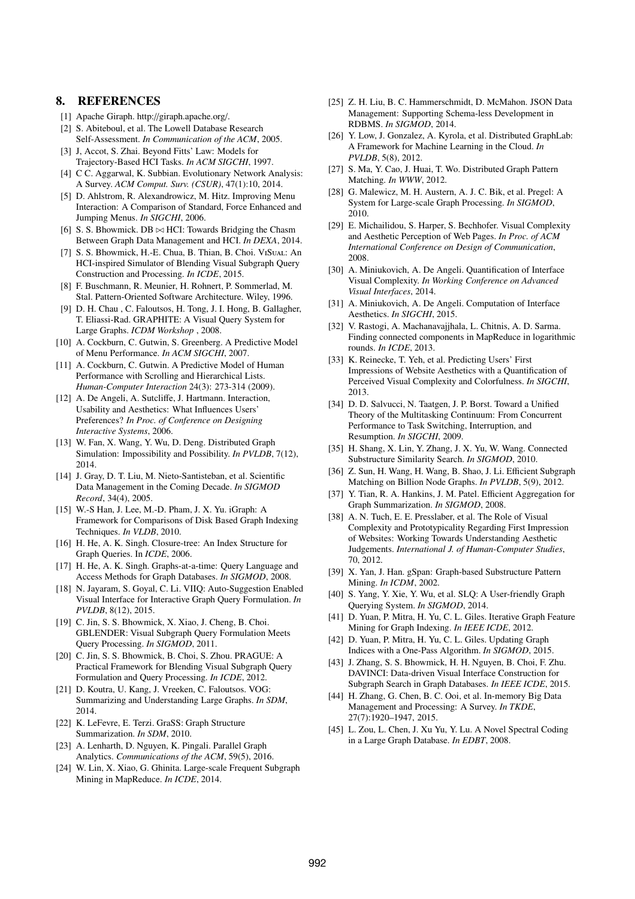## 8. REFERENCES

[1] Apache Giraph. http://giraph.apache.org/.

[2] S. Abiteboul, et al. The Lowell Database Research Self-Assessment. *In Communication of the ACM*, 2005.

[3] J, Accot, S. Zhai. Beyond Fitts' Law: Models for Trajectory-Based HCI Tasks. *In ACM SIGCHI*, 1997.

[4] C C. Aggarwal, K. Subbian. Evolutionary Network Analysis: A Survey. *ACM Comput. Surv. (CSUR)*, 47(1):10, 2014.

[5] D. Ahlstrom, R. Alexandrowicz, M. Hitz. Improving Menu Interaction: A Comparison of Standard, Force Enhanced and Jumping Menus. *In SIGCHI*, 2006.

[6] S. S. Bhowmick. DB ⋈ HCI: Towards Bridging the Chasm Between Graph Data Management and HCI. *In DEXA*, 2014.

[7] S. S. Bhowmick, H.-E. Chua, B. Thian, B. Choi. VISUAL: An HCI-inspired Simulator of Blending Visual Subgraph Query Construction and Processing. *In ICDE*, 2015.

[8] F. Buschmann, R. Meunier, H. Rohnert, P. Sommerlad, M. Stal. Pattern-Oriented Software Architecture. Wiley, 1996.

[9] D. H. Chau , C. Faloutsos, H. Tong, J. I. Hong, B. Gallagher, T. Eliassi-Rad. GRAPHITE: A Visual Query System for Large Graphs. *ICDM Workshop* , 2008.

[10] A. Cockburn, C. Gutwin, S. Greenberg. A Predictive Model of Menu Performance. *In ACM SIGCHI*, 2007.

[11] A. Cockburn, C. Gutwin. A Predictive Model of Human Performance with Scrolling and Hierarchical Lists. *Human-Computer Interaction* 24(3): 273-314 (2009).

[12] A. De Angeli, A. Sutcliffe, J. Hartmann. Interaction, Usability and Aesthetics: What Influences Users' Preferences? *In Proc. of Conference on Designing Interactive Systems*, 2006.

[13] W. Fan, X. Wang, Y. Wu, D. Deng. Distributed Graph Simulation: Impossibility and Possibility. *In PVLDB*, 7(12), 2014.

[14] J. Gray, D. T. Liu, M. Nieto-Santisteban, et al. Scientific Data Management in the Coming Decade. *In SIGMOD Record*, 34(4), 2005.

[15] W.-S Han, J. Lee, M.-D. Pham, J. X. Yu. iGraph: A Framework for Comparisons of Disk Based Graph Indexing Techniques. *In VLDB*, 2010.

[16] H. He, A. K. Singh. Closure-tree: An Index Structure for Graph Queries. In *ICDE*, 2006.

[17] H. He, A. K. Singh. Graphs-at-a-time: Query Language and Access Methods for Graph Databases. *In SIGMOD*, 2008.

[18] N. Jayaram, S. Goyal, C. Li. VIIQ: Auto-Suggestion Enabled Visual Interface for Interactive Graph Query Formulation. *In PVLDB*, 8(12), 2015.

[19] C. Jin, S. S. Bhowmick, X. Xiao, J. Cheng, B. Choi. GBLENDER: Visual Subgraph Query Formulation Meets Query Processing. *In SIGMOD*, 2011.

[20] C. Jin, S. S. Bhowmick, B. Choi, S. Zhou. PRAGUE: A Practical Framework for Blending Visual Subgraph Query Formulation and Query Processing. *In ICDE*, 2012.

[21] D. Koutra, U. Kang, J. Vreeken, C. Faloutsos. VOG: Summarizing and Understanding Large Graphs. *In SDM*, 2014.

[22] K. LeFevre, E. Terzi. GraSS: Graph Structure Summarization. *In SDM*, 2010.

[23] A. Lenharth, D. Nguyen, K. Pingali. Parallel Graph Analytics. *Communications of the ACM*, 59(5), 2016.

[24] W. Lin, X. Xiao, G. Ghinita. Large-scale Frequent Subgraph Mining in MapReduce. *In ICDE*, 2014.

[25] Z. H. Liu, B. C. Hammerschmidt, D. McMahon. JSON Data Management: Supporting Schema-less Development in RDBMS. *In SIGMOD*, 2014.

[26] Y. Low, J. Gonzalez, A. Kyrola, et al. Distributed GraphLab: A Framework for Machine Learning in the Cloud. *In PVLDB*, 5(8), 2012.

[27] S. Ma, Y. Cao, J. Huai, T. Wo. Distributed Graph Pattern Matching. *In WWW*, 2012.

[28] G. Malewicz, M. H. Austern, A. J. C. Bik, et al. Pregel: A System for Large-scale Graph Processing. *In SIGMOD*, 2010.

[29] E. Michailidou, S. Harper, S. Bechhofer. Visual Complexity and Aesthetic Perception of Web Pages. *In Proc. of ACM International Conference on Design of Communication*, 2008.

[30] A. Miniukovich, A. De Angeli. Quantification of Interface Visual Complexity. *In Working Conference on Advanced Visual Interfaces*, 2014.

[31] A. Miniukovich, A. De Angeli. Computation of Interface Aesthetics. *In SIGCHI*, 2015.

[32] V. Rastogi, A. Machanavajjhala, L. Chitnis, A. D. Sarma. Finding connected components in MapReduce in logarithmic rounds. *In ICDE*, 2013.

[33] K. Reinecke, T. Yeh, et al. Predicting Users' First Impressions of Website Aesthetics with a Quantification of Perceived Visual Complexity and Colorfulness. *In SIGCHI*, 2013.

[34] D. D. Salvucci, N. Taatgen, J. P. Borst. Toward a Unified Theory of the Multitasking Continuum: From Concurrent Performance to Task Switching, Interruption, and Resumption. *In SIGCHI*, 2009.

[35] H. Shang, X. Lin, Y. Zhang, J. X. Yu, W. Wang. Connected Substructure Similarity Search. *In SIGMOD*, 2010.

[36] Z. Sun, H. Wang, H. Wang, B. Shao, J. Li. Efficient Subgraph Matching on Billion Node Graphs. *In PVLDB*, 5(9), 2012.

[37] Y. Tian, R. A. Hankins, J. M. Patel. Efficient Aggregation for Graph Summarization. *In SIGMOD*, 2008.

[38] A. N. Tuch, E. E. Presslaber, et al. The Role of Visual Complexity and Prototypicality Regarding First Impression of Websites: Working Towards Understanding Aesthetic Judgements. *International J. of Human-Computer Studies*, 70, 2012.

[39] X. Yan, J. Han. gSpan: Graph-based Substructure Pattern Mining. *In ICDM*, 2002.

[40] S. Yang, Y. Xie, Y. Wu, et al. SLQ: A User-friendly Graph Querying System. *In SIGMOD*, 2014.

[41] D. Yuan, P. Mitra, H. Yu, C. L. Giles. Iterative Graph Feature Mining for Graph Indexing. *In IEEE ICDE*, 2012.

[42] D. Yuan, P. Mitra, H. Yu, C. L. Giles. Updating Graph Indices with a One-Pass Algorithm. *In SIGMOD*, 2015.

[43] J. Zhang, S. S. Bhowmick, H. H. Nguyen, B. Choi, F. Zhu. DAVINCI: Data-driven Visual Interface Construction for Subgraph Search in Graph Databases. *In IEEE ICDE*, 2015.

[44] H. Zhang, G. Chen, B. C. Ooi, et al. In-memory Big Data Management and Processing: A Survey. *In TKDE*, 27(7):1920–1947, 2015.

[45] L. Zou, L. Chen, J. Xu Yu, Y. Lu. A Novel Spectral Coding in a Large Graph Database. *In EDBT*, 2008.